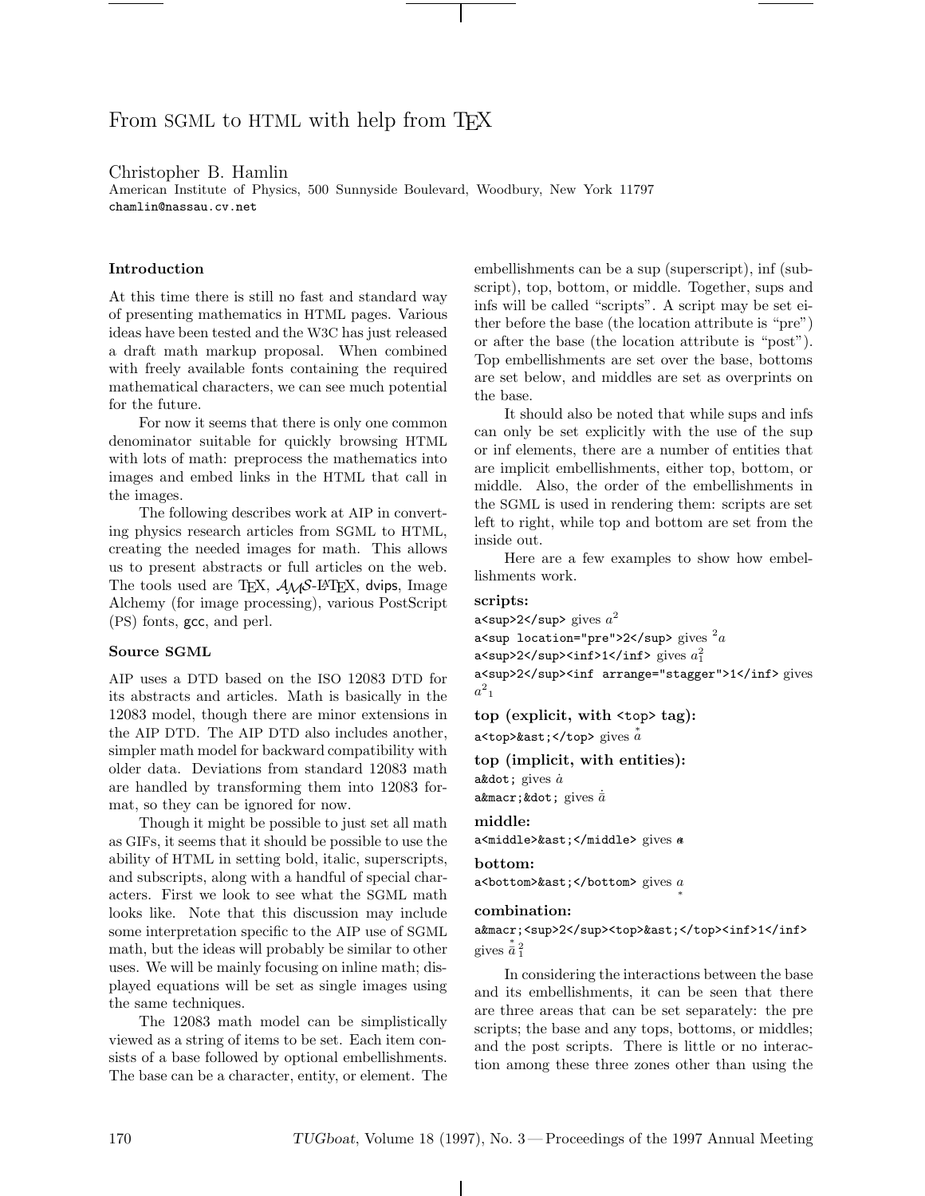# From SGML to HTML with help from TeX

Christopher B. Hamlin
American Institute of Physics, 500 Sunnyside Boulevard, Woodbury, New York 11797
chamlin@nassau.cv.net

### Introduction

At this time there is still no fast and standard way of presenting mathematics in HTML pages. Various ideas have been tested and the W3C has just released a draft math markup proposal. When combined with freely available fonts containing the required mathematical characters, we can see much potential for the future.

For now it seems that there is only one common denominator suitable for quickly browsing HTML with lots of math: preprocess the mathematics into images and embed links in the HTML that call in the images.

The following describes work at AIP in converting physics research articles from SGML to HTML, creating the needed images for math. This allows us to present abstracts or full articles on the web. The tools used are TeX, AMS-LaTeX, dvips, Image Alchemy (for image processing), various PostScript (PS) fonts, gcc, and perl.

### Source SGML

AIP uses a DTD based on the ISO 12083 DTD for its abstracts and articles. Math is basically in the 12083 model, though there are minor extensions in the AIP DTD. The AIP DTD also includes another, simpler math model for backward compatibility with older data. Deviations from standard 12083 math are handled by transforming them into 12083 format, so they can be ignored for now.

Though it might be possible to just set all math as GIFs, it seems that it should be possible to use the ability of HTML in setting bold, italic, superscripts, and subscripts, along with a handful of special characters. First we look to see what the SGML math looks like. Note that this discussion may include some interpretation specific to the AIP use of SGML math, but the ideas will probably be similar to other uses. We will be mainly focusing on inline math; displayed equations will be set as single images using the same techniques.

The 12083 math model can be simplistically viewed as a string of items to be set. Each item consists of a base followed by optional embellishments. The base can be a character, entity, or element. The embellishments can be a sup (superscript), inf (subscript), top, bottom, or middle. Together, sups and infs will be called "scripts". A script may be set either before the base (the location attribute is "pre") or after the base (the location attribute is "post"). Top embellishments are set over the base, bottoms are set below, and middles are set as overprints on the base.

It should also be noted that while sups and infs can only be set explicitly with the use of the sup or inf elements, there are a number of entities that are implicit embellishments, either top, bottom, or middle. Also, the order of the embellishments in the SGML is used in rendering them: scripts are set left to right, while top and bottom are set from the inside out.

Here are a few examples to show how embellishments work.

**scripts:**

`a<sup>2</sup>` gives $a^2$

`a<sup location="pre">2</sup>` gives ${}^2a$

`a<sup>2</sup><inf>1</inf>` gives $a_1^2$

`a<sup>2</sup><inf arrange="stagger">1</inf>` gives ${a^2}_1$

**top (explicit, with `<top>` tag):**

`a<top>&ast;</top>` gives $\overset{*}{a}$

**top (implicit, with entities):**

`a&dot;` gives $\dot{a}$

`a&macr;&dot;` gives $\dot{\bar{a}}$

**middle:**

`a<middle>&ast;</middle>` gives a with an overprinted *

**bottom:**

`a<bottom>&ast;</bottom>` gives $\underset{*}{a}$

**combination:**

`a&macr;<sup>2</sup><top>&ast;</top><inf>1</inf>` gives $\overset{*}{\bar{a}}{}_1^2$

In considering the interactions between the base and its embellishments, it can be seen that there are three areas that can be set separately: the pre scripts; the base and any tops, bottoms, or middles; and the post scripts. There is little or no interaction among these three zones other than using the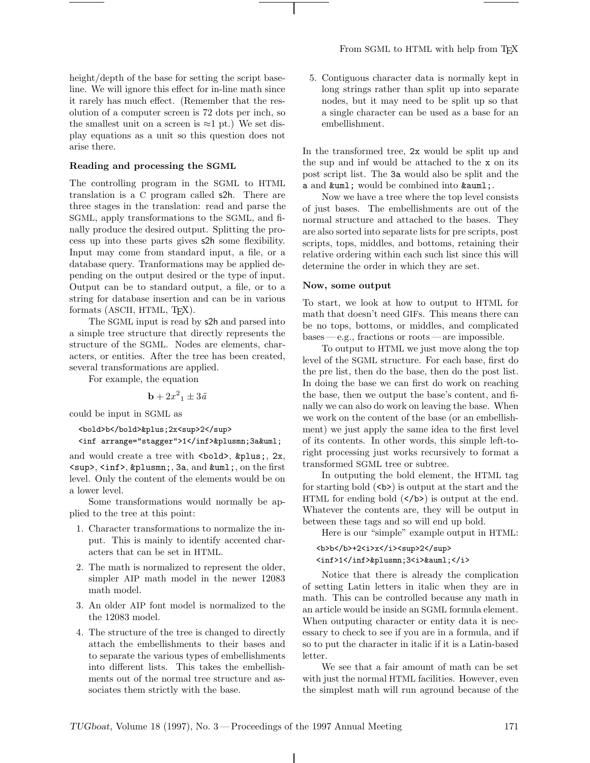height/depth of the base for setting the script baseline. We will ignore this effect for in-line math since it rarely has much effect. (Remember that the resolution of a computer screen is 72 dots per inch, so the smallest unit on a screen is ≈1 pt.) We set display equations as a unit so this question does not arise there.

### Reading and processing the SGML

The controlling program in the SGML to HTML translation is a C program called `s2h`. There are three stages in the translation: read and parse the SGML, apply transformations to the SGML, and finally produce the desired output. Splitting the process up into these parts gives `s2h` some flexibility. Input may come from standard input, a file, or a database query. Tranformations may be applied depending on the output desired or the type of input. Output can be to standard output, a file, or to a string for database insertion and can be in various formats (ASCII, HTML, TeX).

The SGML input is read by `s2h` and parsed into a simple tree structure that directly represents the structure of the SGML. Nodes are elements, characters, or entities. After the tree has been created, several transformations are applied.

For example, the equation

$$\mathbf{b} + 2x^2{}_1 \pm 3\ddot{a}$$

could be input in SGML as

```
<bold>b</bold>&plus;2x<sup>2</sup>
<inf arrange="stagger">1</inf>&plusmn;3a&uml;
```

and would create a tree with `<bold>`, `&plus;`, `2x`, `<sup>`, `<inf>`, `&plusmn;`, `3a`, and `&uml;`, on the first level. Only the content of the elements would be on a lower level.

Some transformations would normally be applied to the tree at this point:

1. Character transformations to normalize the input. This is mainly to identify accented characters that can be set in HTML.
2. The math is normalized to represent the older, simpler AIP math model in the newer 12083 math model.
3. An older AIP font model is normalized to the the 12083 model.
4. The structure of the tree is changed to directly attach the embellishments to their bases and to separate the various types of embellishments into different lists. This takes the embellishments out of the normal tree structure and associates them strictly with the base.
5. Contiguous character data is normally kept in long strings rather than split up into separate nodes, but it may need to be split up so that a single character can be used as a base for an embellishment.

In the transformed tree, `2x` would be split up and the sup and inf would be attached to the `x` on its post script list. The `3a` would also be split and the `a` and `&uml;` would be combined into `&auml;`.

Now we have a tree where the top level consists of just bases. The embellishments are out of the normal structure and attached to the bases. They are also sorted into separate lists for pre scripts, post scripts, tops, middles, and bottoms, retaining their relative ordering within each such list since this will determine the order in which they are set.

### Now, some output

To start, we look at how to output to HTML for math that doesn't need GIFs. This means there can be no tops, bottoms, or middles, and complicated bases — e.g., fractions or roots — are impossible.

To output to HTML we just move along the top level of the SGML structure. For each base, first do the pre list, then do the base, then do the post list. In doing the base we can first do work on reaching the base, then we output the base's content, and finally we can also do work on leaving the base. When we work on the content of the base (or an embellishment) we just apply the same idea to the first level of its contents. In other words, this simple left-to-right processing just works recursively to format a transformed SGML tree or subtree.

In outputing the bold element, the HTML tag for starting bold (`<b>`) is output at the start and the HTML for ending bold (`</b>`) is output at the end. Whatever the contents are, they will be output in between these tags and so will end up bold.

Here is our "simple" example output in HTML:

```
<b>b</b>+2<i>x</i><sup>2</sup>
<inf>1</inf>&plusmn;3<i>&auml;</i>
```

Notice that there is already the complication of setting Latin letters in italic when they are in math. This can be controlled because any math in an article would be inside an SGML formula element. When outputing character or entity data it is necessary to check to see if you are in a formula, and if so to put the character in italic if it is a Latin-based letter.

We see that a fair amount of math can be set with just the normal HTML facilities. However, even the simplest math will run aground because of the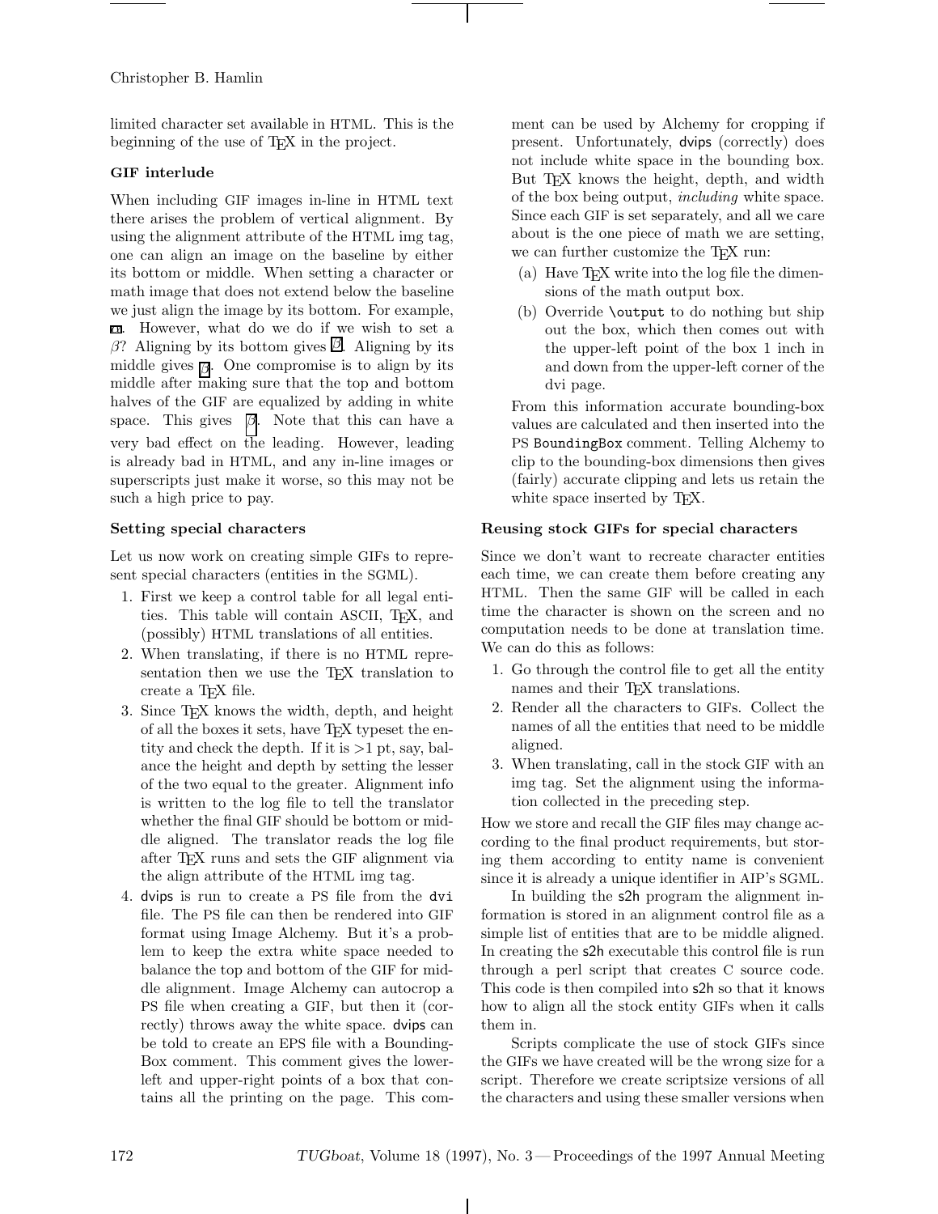limited character set available in HTML. This is the beginning of the use of TeX in the project.

### GIF interlude

When including GIF images in-line in HTML text there arises the problem of vertical alignment. By using the alignment attribute of the HTML img tag, one can align an image on the baseline by either its bottom or middle. When setting a character or math image that does not extend below the baseline we just align the image by its bottom. For example, $\alpha$. However, what do we do if we wish to set a $\beta$? Aligning by its bottom gives $\beta$. Aligning by its middle gives $\beta$. One compromise is to align by its middle after making sure that the top and bottom halves of the GIF are equalized by adding in white space. This gives $\beta$. Note that this can have a very bad effect on the leading. However, leading is already bad in HTML, and any in-line images or superscripts just make it worse, so this may not be such a high price to pay.

### Setting special characters

Let us now work on creating simple GIFs to represent special characters (entities in the SGML).

1. First we keep a control table for all legal entities. This table will contain ASCII, TeX, and (possibly) HTML translations of all entities.
2. When translating, if there is no HTML representation then we use the TeX translation to create a TeX file.
3. Since TeX knows the width, depth, and height of all the boxes it sets, have TeX typeset the entity and check the depth. If it is >1 pt, say, balance the height and depth by setting the lesser of the two equal to the greater. Alignment info is written to the log file to tell the translator whether the final GIF should be bottom or middle aligned. The translator reads the log file after TeX runs and sets the GIF alignment via the align attribute of the HTML img tag.
4. `dvips` is run to create a PS file from the `dvi` file. The PS file can then be rendered into GIF format using Image Alchemy. But it's a problem to keep the extra white space needed to balance the top and bottom of the GIF for middle alignment. Image Alchemy can autocrop a PS file when creating a GIF, but then it (correctly) throws away the white space. `dvips` can be told to create an EPS file with a BoundingBox comment. This comment gives the lower-left and upper-right points of a box that contains all the printing on the page. This comment can be used by Alchemy for cropping if present. Unfortunately, `dvips` (correctly) does not include white space in the bounding box. But TeX knows the height, depth, and width of the box being output, *including* white space. Since each GIF is set separately, and all we care about is the one piece of math we are setting, we can further customize the TeX run:
   (a) Have TeX write into the log file the dimensions of the math output box.
   (b) Override `\output` to do nothing but ship out the box, which then comes out with the upper-left point of the box 1 inch in and down from the upper-left corner of the dvi page.

   From this information accurate bounding-box values are calculated and then inserted into the PS `BoundingBox` comment. Telling Alchemy to clip to the bounding-box dimensions then gives (fairly) accurate clipping and lets us retain the white space inserted by TeX.

### Reusing stock GIFs for special characters

Since we don't want to recreate character entities each time, we can create them before creating any HTML. Then the same GIF will be called in each time the character is shown on the screen and no computation needs to be done at translation time. We can do this as follows:

1. Go through the control file to get all the entity names and their TeX translations.
2. Render all the characters to GIFs. Collect the names of all the entities that need to be middle aligned.
3. When translating, call in the stock GIF with an img tag. Set the alignment using the information collected in the preceding step.

How we store and recall the GIF files may change according to the final product requirements, but storing them according to entity name is convenient since it is already a unique identifier in AIP's SGML.

In building the `s2h` program the alignment information is stored in an alignment control file as a simple list of entities that are to be middle aligned. In creating the `s2h` executable this control file is run through a perl script that creates C source code. This code is then compiled into `s2h` so that it knows how to align all the stock entity GIFs when it calls them in.

Scripts complicate the use of stock GIFs since the GIFs we have created will be the wrong size for a script. Therefore we create scriptsize versions of all the characters and using these smaller versions when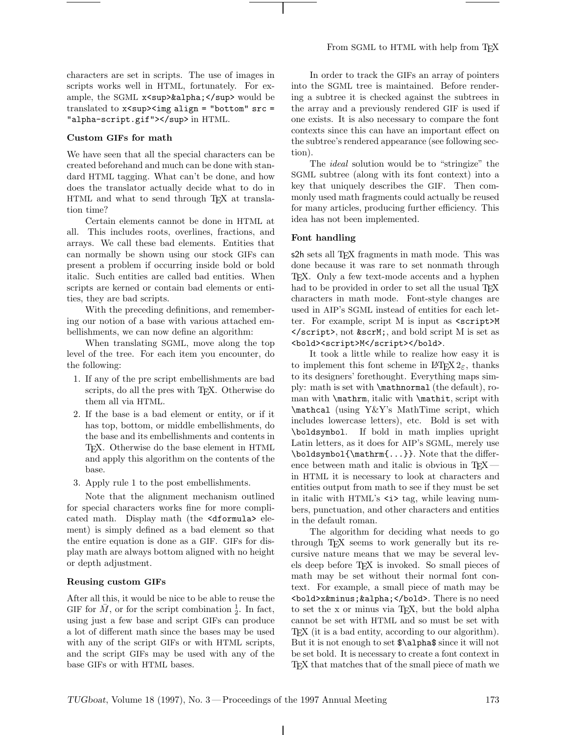characters are set in scripts. The use of images in scripts works well in HTML, fortunately. For example, the SGML `x<sup>&alpha;</sup>` would be translated to `x<sup><img align = "bottom" src = "alpha-script.gif"></sup>` in HTML.

### Custom GIFs for math

We have seen that all the special characters can be created beforehand and much can be done with standard HTML tagging. What can't be done, and how does the translator actually decide what to do in HTML and what to send through TEX at translation time?

Certain elements cannot be done in HTML at all. This includes roots, overlines, fractions, and arrays. We call these bad elements. Entities that can normally be shown using our stock GIFs can present a problem if occurring inside bold or bold italic. Such entities are called bad entities. When scripts are kerned or contain bad elements or entities, they are bad scripts.

With the preceding definitions, and remembering our notion of a base with various attached embellishments, we can now define an algorithm:

When translating SGML, move along the top level of the tree. For each item you encounter, do the following:

1. If any of the pre script embellishments are bad scripts, do all the pres with TEX. Otherwise do them all via HTML.
2. If the base is a bad element or entity, or if it has top, bottom, or middle embellishments, do the base and its embellishments and contents in TEX. Otherwise do the base element in HTML and apply this algorithm on the contents of the base.
3. Apply rule 1 to the post embellishments.

Note that the alignment mechanism outlined for special characters works fine for more complicated math. Display math (the `<dformula>` element) is simply defined as a bad element so that the entire equation is done as a GIF. GIFs for display math are always bottom aligned with no height or depth adjustment.

### Reusing custom GIFs

After all this, it would be nice to be able to reuse the GIF for $\bar{M}$, or for the script combination $\frac{1}{2}$. In fact, using just a few base and script GIFs can produce a lot of different math since the bases may be used with any of the script GIFs or with HTML scripts, and the script GIFs may be used with any of the base GIFs or with HTML bases.

In order to track the GIFs an array of pointers into the SGML tree is maintained. Before rendering a subtree it is checked against the subtrees in the array and a previously rendered GIF is used if one exists. It is also necessary to compare the font contexts since this can have an important effect on the subtree's rendered appearance (see following section).

The *ideal* solution would be to "stringize" the SGML subtree (along with its font context) into a key that uniquely describes the GIF. Then commonly used math fragments could actually be reused for many articles, producing further efficiency. This idea has not been implemented.

### Font handling

s2h sets all TEX fragments in math mode. This was done because it was rare to set nonmath through TEX. Only a few text-mode accents and a hyphen had to be provided in order to set all the usual TEX characters in math mode. Font-style changes are used in AIP's SGML instead of entities for each letter. For example, script M is input as `<script>M </script>`, not `&scrM;`, and bold script M is set as `<bold><script>M</script></bold>`.

It took a little while to realize how easy it is to implement this font scheme in LATEX 2ε, thanks to its designers' forethought. Everything maps simply: math is set with `\mathnormal` (the default), roman with `\mathrm`, italic with `\mathit`, script with `\mathcal` (using Y&Y's MathTime script, which includes lowercase letters), etc. Bold is set with `\boldsymbol`. If bold in math implies upright Latin letters, as it does for AIP's SGML, merely use `\boldsymbol{\mathrm{...}}`. Note that the difference between math and italic is obvious in TEX — in HTML it is necessary to look at characters and entities output from math to see if they must be set in italic with HTML's `<i>` tag, while leaving numbers, punctuation, and other characters and entities in the default roman.

The algorithm for deciding what needs to go through TEX seems to work generally but its recursive nature means that we may be several levels deep before TEX is invoked. So small pieces of math may be set without their normal font context. For example, a small piece of math may be `<bold>x&minus;&alpha;</bold>`. There is no need to set the x or minus via TEX, but the bold alpha cannot be set with HTML and so must be set with TEX (it is a bad entity, according to our algorithm). But it is not enough to set `$\alpha$` since it will not be set bold. It is necessary to create a font context in TEX that matches that of the small piece of math we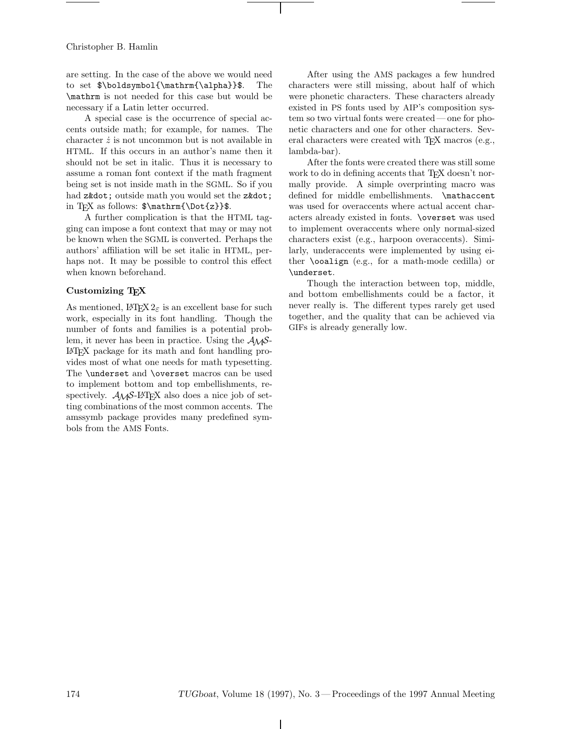are setting. In the case of the above we would need to set `$\boldsymbol{\mathrm{\alpha}}$`. The `\mathrm` is not needed for this case but would be necessary if a Latin letter occurred.

A special case is the occurrence of special accents outside math; for example, for names. The character $\dot{z}$ is not uncommon but is not available in HTML. If this occurs in an author's name then it should not be set in italic. Thus it is necessary to assume a roman font context if the math fragment being set is not inside math in the SGML. So if you had `z&dot;` outside math you would set the `z&dot;` in TeX as follows: `$\mathrm{\Dot{z}}$`.

A further complication is that the HTML tagging can impose a font context that may or may not be known when the SGML is converted. Perhaps the authors' affiliation will be set italic in HTML, perhaps not. It may be possible to control this effect when known beforehand.

### Customizing TeX

As mentioned, LaTeX $2_\varepsilon$ is an excellent base for such work, especially in its font handling. Though the number of fonts and families is a potential problem, it never has been in practice. Using the $\mathcal{AMS}$-LaTeX package for its math and font handling provides most of what one needs for math typesetting. The `\underset` and `\overset` macros can be used to implement bottom and top embellishments, respectively. $\mathcal{AMS}$-LaTeX also does a nice job of setting combinations of the most common accents. The amssymb package provides many predefined symbols from the AMS Fonts.

After using the AMS packages a few hundred characters were still missing, about half of which were phonetic characters. These characters already existed in PS fonts used by AIP's composition system so two virtual fonts were created — one for phonetic characters and one for other characters. Several characters were created with TeX macros (e.g., lambda-bar).

After the fonts were created there was still some work to do in defining accents that TeX doesn't normally provide. A simple overprinting macro was defined for middle embellishments. `\mathaccent` was used for overaccents where actual accent characters already existed in fonts. `\overset` was used to implement overaccents where only normal-sized characters exist (e.g., harpoon overaccents). Similarly, underaccents were implemented by using either `\ooalign` (e.g., for a math-mode cedilla) or `\underset`.

Though the interaction between top, middle, and bottom embellishments could be a factor, it never really is. The different types rarely get used together, and the quality that can be achieved via GIFs is already generally low.